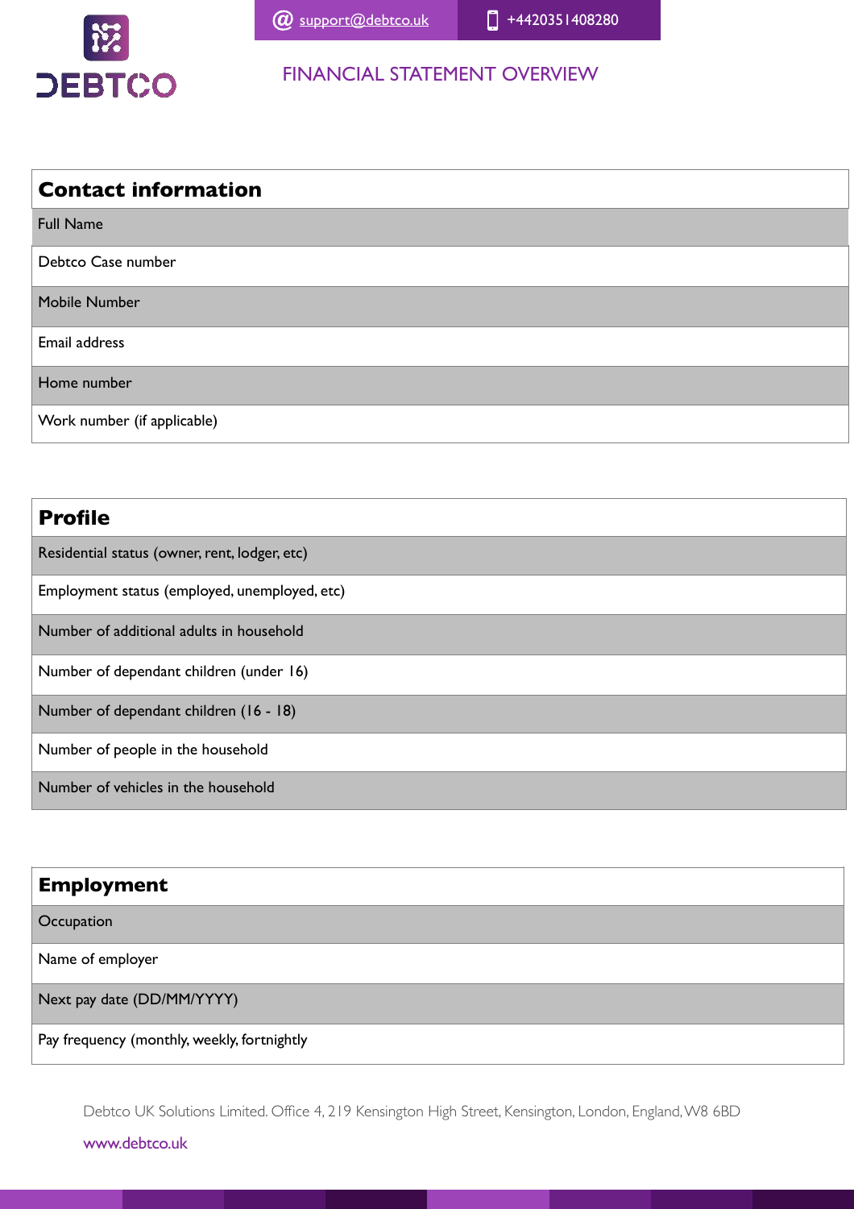support@debtco.uk | +442035140828O

# FINANCIAL STATEMENT OVERVIEW

| Contact information | |
|---|---|
| Full Name | |
| Debtco Case number | |
| Mobile Number | |
| Email address | |
| Home number | |
| Work number (if applicable) | |

| Profile | |
|---|---|
| Residential status (owner, rent, lodger, etc) | |
| Employment status (employed, unemployed, etc) | |
| Number of additional adults in household | |
| Number of dependant children (under 16) | |
| Number of dependant children (16 - 18) | |
| Number of people in the household | |
| Number of vehicles in the household | |

| Employment | |
|---|---|
| Occupation | |
| Name of employer | |
| Next pay date (DD/MM/YYYY) | |
| Pay frequency (monthly, weekly, fortnightly | |

Debtco UK Solutions Limited. Office 4, 219 Kensington High Street, Kensington, London, England, W8 6BD

www.debtco.uk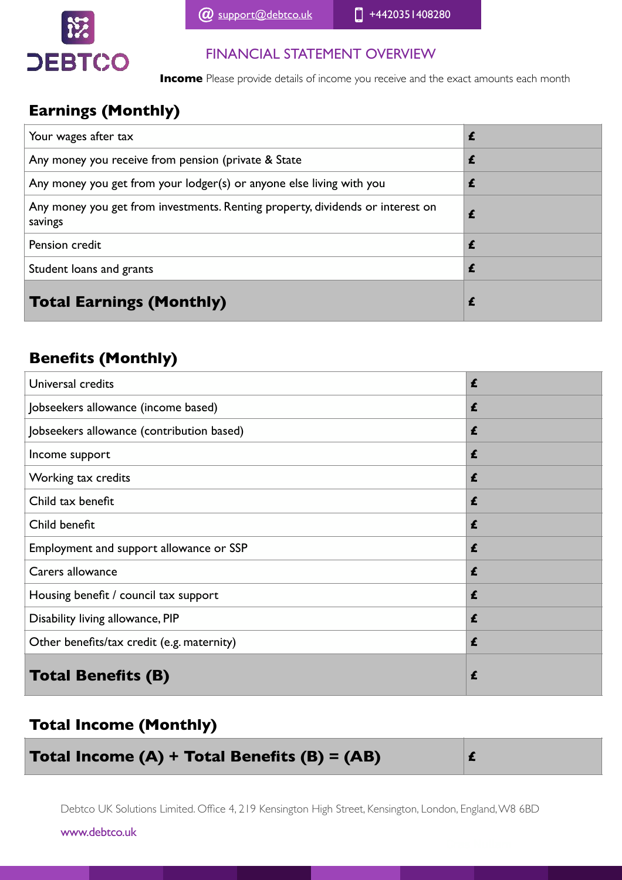support@debtco.uk +442035140828​0

## FINANCIAL STATEMENT OVERVIEW

**Income** Please provide details of income you receive and the exact amounts each month

### Earnings (Monthly)

| | |
|---|---|
| Your wages after tax | £ |
| Any money you receive from pension (private & State | £ |
| Any money you get from your lodger(s) or anyone else living with you | £ |
| Any money you get from investments. Renting property, dividends or interest on savings | £ |
| Pension credit | £ |
| Student loans and grants | £ |
| **Total Earnings (Monthly)** | £ |

### Benefits (Monthly)

| | |
|---|---|
| Universal credits | £ |
| Jobseekers allowance (income based) | £ |
| Jobseekers allowance (contribution based) | £ |
| Income support | £ |
| Working tax credits | £ |
| Child tax benefit | £ |
| Child benefit | £ |
| Employment and support allowance or SSP | £ |
| Carers allowance | £ |
| Housing benefit / council tax support | £ |
| Disability living allowance, PIP | £ |
| Other benefits/tax credit (e.g. maternity) | £ |
| **Total Benefits (B)** | £ |

### Total Income (Monthly)

| | |
|---|---|
| **Total Income (A) + Total Benefits (B) = (AB)** | £ |

Debtco UK Solutions Limited. Office 4, 219 Kensington High Street, Kensington, London, England, W8 6BD

www.debtco.uk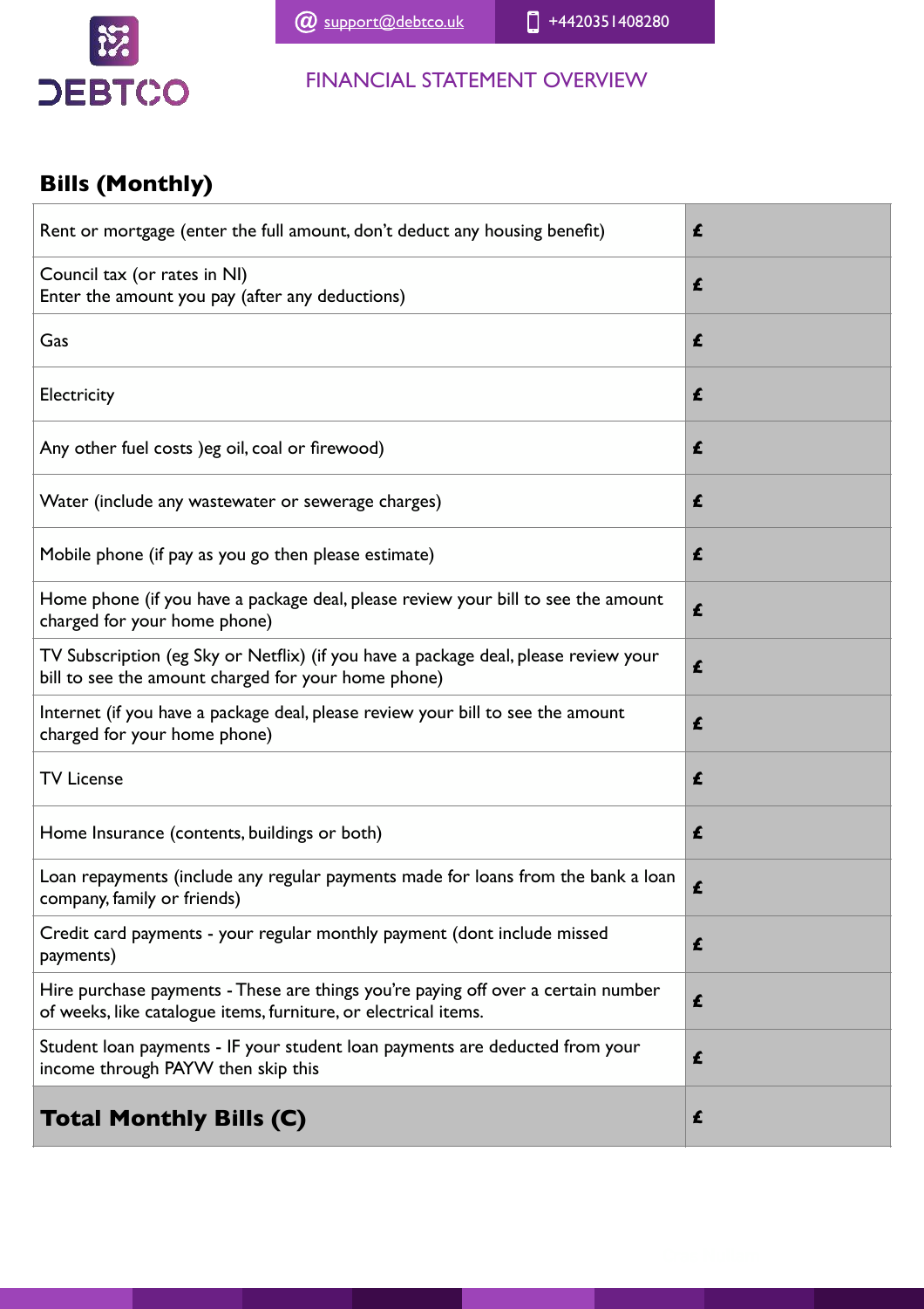DEBTCO

@ support@debtco.uk | +442035140828​0

FINANCIAL STATEMENT OVERVIEW

## Bills (Monthly)

| | |
|---|---|
| Rent or mortgage (enter the full amount, don't deduct any housing benefit) | £ |
| Council tax (or rates in NI)<br>Enter the amount you pay (after any deductions) | £ |
| Gas | £ |
| Electricity | £ |
| Any other fuel costs )eg oil, coal or firewood) | £ |
| Water (include any wastewater or sewerage charges) | £ |
| Mobile phone (if pay as you go then please estimate) | £ |
| Home phone (if you have a package deal, please review your bill to see the amount charged for your home phone) | £ |
| TV Subscription (eg Sky or Netflix) (if you have a package deal, please review your bill to see the amount charged for your home phone) | £ |
| Internet (if you have a package deal, please review your bill to see the amount charged for your home phone) | £ |
| TV License | £ |
| Home Insurance (contents, buildings or both) | £ |
| Loan repayments (include any regular payments made for loans from the bank a loan company, family or friends) | £ |
| Credit card payments - your regular monthly payment (dont include missed payments) | £ |
| Hire purchase payments - These are things you're paying off over a certain number of weeks, like catalogue items, furniture, or electrical items. | £ |
| Student loan payments - IF your student loan payments are deducted from your income through PAYW then skip this | £ |
| **Total Monthly Bills (C)** | £ |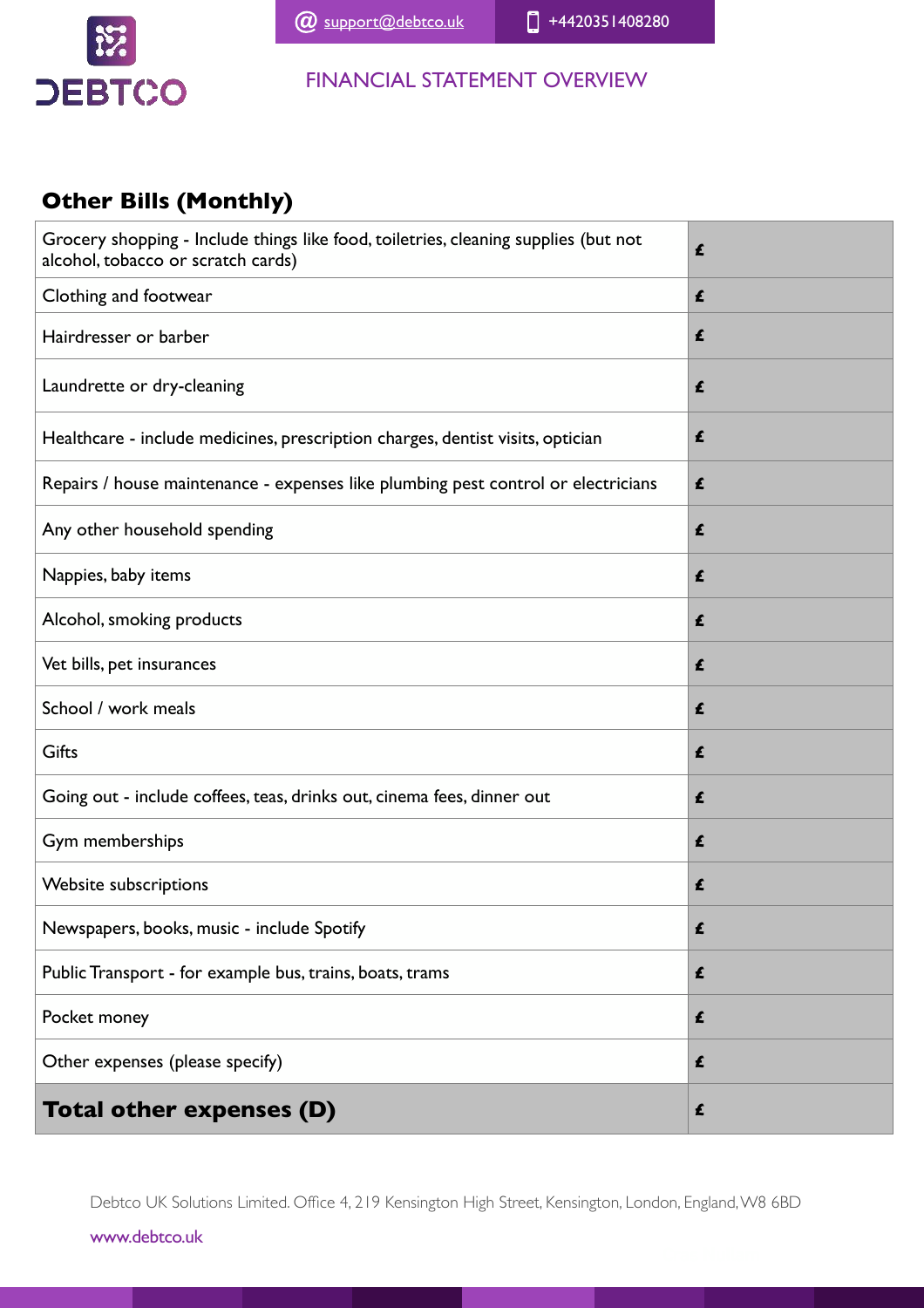FINANCIAL STATEMENT OVERVIEW

## Other Bills (Monthly)

| | |
|---|---|
| Grocery shopping - Include things like food, toiletries, cleaning supplies (but not alcohol, tobacco or scratch cards) | £ |
| Clothing and footwear | £ |
| Hairdresser or barber | £ |
| Laundrette or dry-cleaning | £ |
| Healthcare - include medicines, prescription charges, dentist visits, optician | £ |
| Repairs / house maintenance - expenses like plumbing pest control or electricians | £ |
| Any other household spending | £ |
| Nappies, baby items | £ |
| Alcohol, smoking products | £ |
| Vet bills, pet insurances | £ |
| School / work meals | £ |
| Gifts | £ |
| Going out - include coffees, teas, drinks out, cinema fees, dinner out | £ |
| Gym memberships | £ |
| Website subscriptions | £ |
| Newspapers, books, music - include Spotify | £ |
| Public Transport - for example bus, trains, boats, trams | £ |
| Pocket money | £ |
| Other expenses (please specify) | £ |
| **Total other expenses (D)** | £ |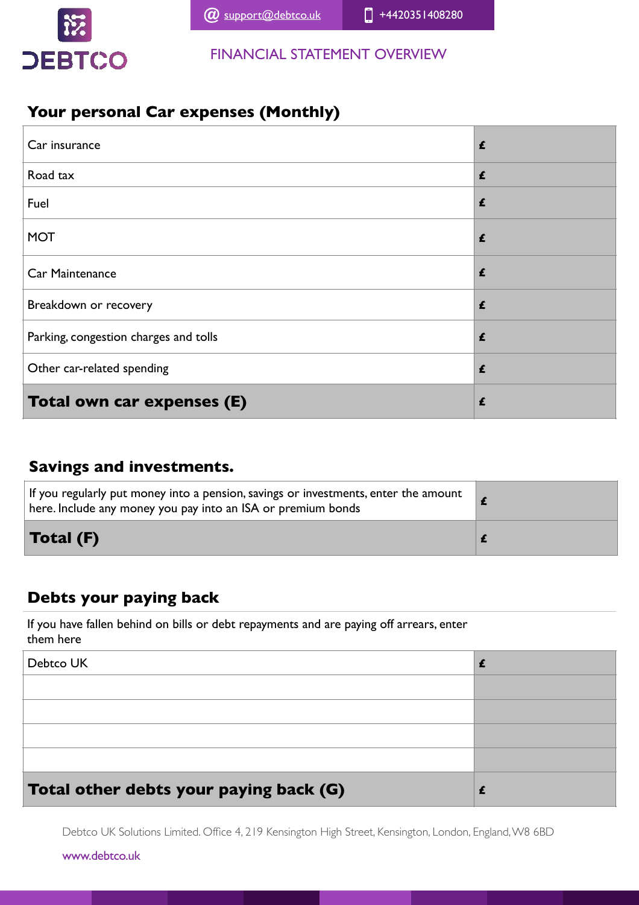DEBTCO

@ support@debtco.uk | +4420351408280

FINANCIAL STATEMENT OVERVIEW

## Your personal Car expenses (Monthly)

| | |
|---|---|
| Car insurance | £ |
| Road tax | £ |
| Fuel | £ |
| MOT | £ |
| Car Maintenance | £ |
| Breakdown or recovery | £ |
| Parking, congestion charges and tolls | £ |
| Other car-related spending | £ |
| **Total own car expenses (E)** | £ |

## Savings and investments.

| | |
|---|---|
| If you regularly put money into a pension, savings or investments, enter the amount here. Include any money you pay into an ISA or premium bonds | £ |
| **Total (F)** | £ |

## Debts your paying back

If you have fallen behind on bills or debt repayments and are paying off arrears, enter them here

| | |
|---|---|
| Debtco UK | £ |
| | |
| | |
| | |
| | |
| **Total other debts your paying back (G)** | £ |

Debtco UK Solutions Limited. Office 4, 219 Kensington High Street, Kensington, London, England, W8 6BD

www.debtco.uk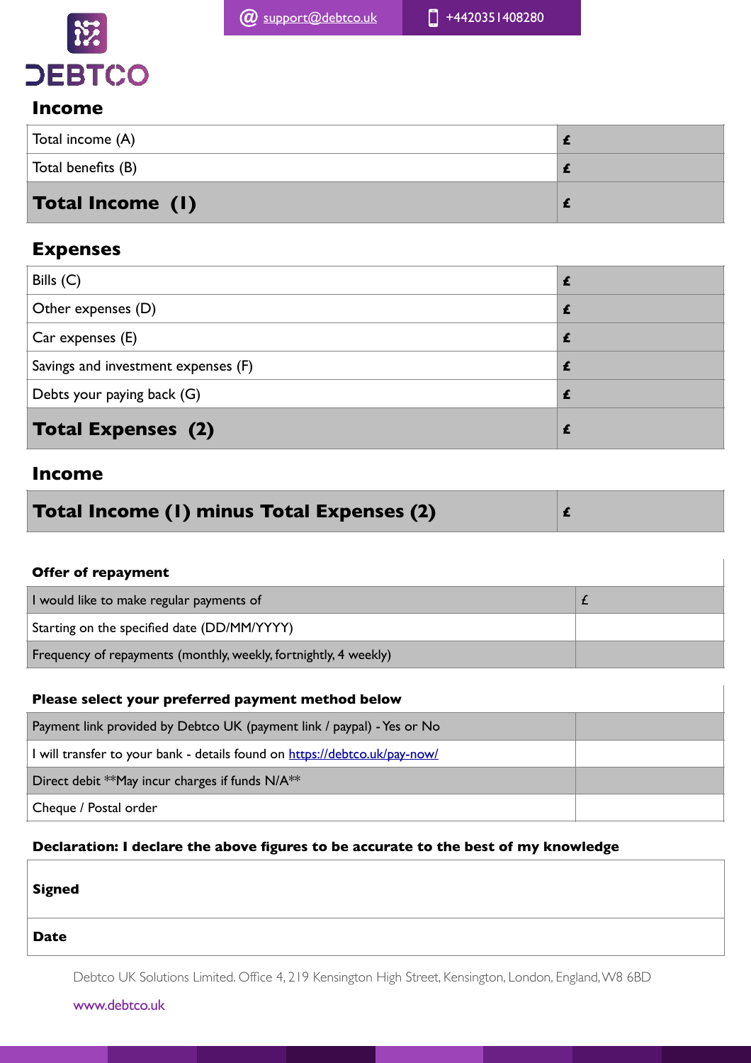DEBTCO

support@debtco.uk | +442035140828​0

## Income

| | |
|---|---|
| Total income (A) | £ |
| Total benefits (B) | £ |
| **Total Income (1)** | **£** |

## Expenses

| | |
|---|---|
| Bills (C) | £ |
| Other expenses (D) | £ |
| Car expenses (E) | £ |
| Savings and investment expenses (F) | £ |
| Debts your paying back (G) | £ |
| **Total Expenses (2)** | **£** |

## Income

| | |
|---|---|
| **Total Income (1) minus Total Expenses (2)** | **£** |

**Offer of repayment**

| | |
|---|---|
| I would like to make regular payments of | £ |
| Starting on the specified date (DD/MM/YYYY) | |
| Frequency of repayments (monthly, weekly, fortnightly, 4 weekly) | |

**Please select your preferred payment method below**

| | |
|---|---|
| Payment link provided by Debtco UK (payment link / paypal) - Yes or No | |
| I will transfer to your bank - details found on https://debtco.uk/pay-now/ | |
| Direct debit **May incur charges if funds N/A** | |
| Cheque / Postal order | |

**Declaration: I declare the above figures to be accurate to the best of my knowledge**

| | |
|---|---|
| **Signed** | |
| **Date** | |

Debtco UK Solutions Limited. Office 4, 219 Kensington High Street, Kensington, London, England, W8 6BD

www.debtco.uk